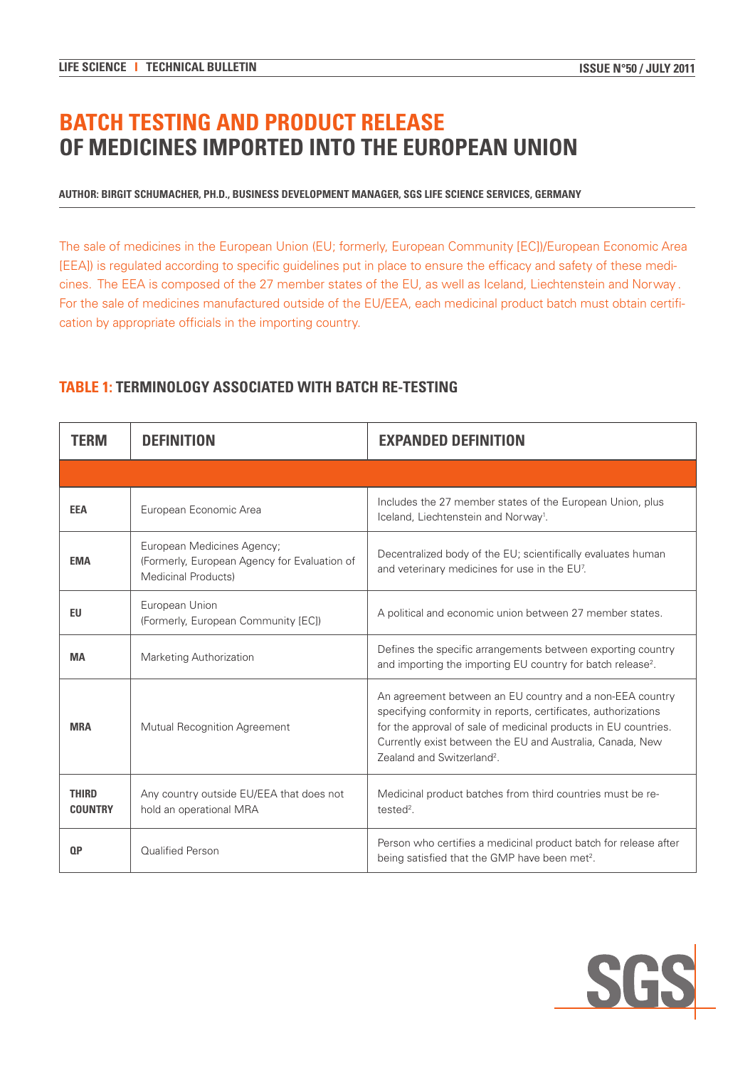# BATCH TESTING AND PRODUCT RELEASE OF MEDICINES IMPORTED INTO THE EUROPEAN UNION

**AUTHOR: BIRGIT SCHUMACHER, PH.D., BUSINESS DEVELOPMENT MANAGER, SGS LIFE SCIENCE SERVICES, GERMANY**

The sale of medicines in the European Union (EU; formerly, European Community [EC])/European Economic Area [EEA]) is regulated according to specific guidelines put in place to ensure the efficacy and safety of these medicines. The EEA is composed of the 27 member states of the EU, as well as Iceland, Liechtenstein and Norway. For the sale of medicines manufactured outside of the EU/EEA, each medicinal product batch must obtain certification by appropriate officials in the importing country.

## TABLE 1: TERMINOLOGY ASSOCIATED WITH BATCH RE-TESTING

| TERM | DEFINITION | EXPANDED DEFINITION |
|---|---|---|
| **EEA** | European Economic Area | Includes the 27 member states of the European Union, plus Iceland, Liechtenstein and Norway[1]. |
| **EMA** | European Medicines Agency; (Formerly, European Agency for Evaluation of Medicinal Products) | Decentralized body of the EU; scientifically evaluates human and veterinary medicines for use in the EU[7]. |
| **EU** | European Union (Formerly, European Community [EC]) | A political and economic union between 27 member states. |
| **MA** | Marketing Authorization | Defines the specific arrangements between exporting country and importing the importing EU country for batch release[2]. |
| **MRA** | Mutual Recognition Agreement | An agreement between an EU country and a non-EEA country specifying conformity in reports, certificates, authorizations for the approval of sale of medicinal products in EU countries. Currently exist between the EU and Australia, Canada, New Zealand and Switzerland[2]. |
| **THIRD COUNTRY** | Any country outside EU/EEA that does not hold an operational MRA | Medicinal product batches from third countries must be re-tested[2]. |
| **QP** | Qualified Person | Person who certifies a medicinal product batch for release after being satisfied that the GMP have been met[2]. |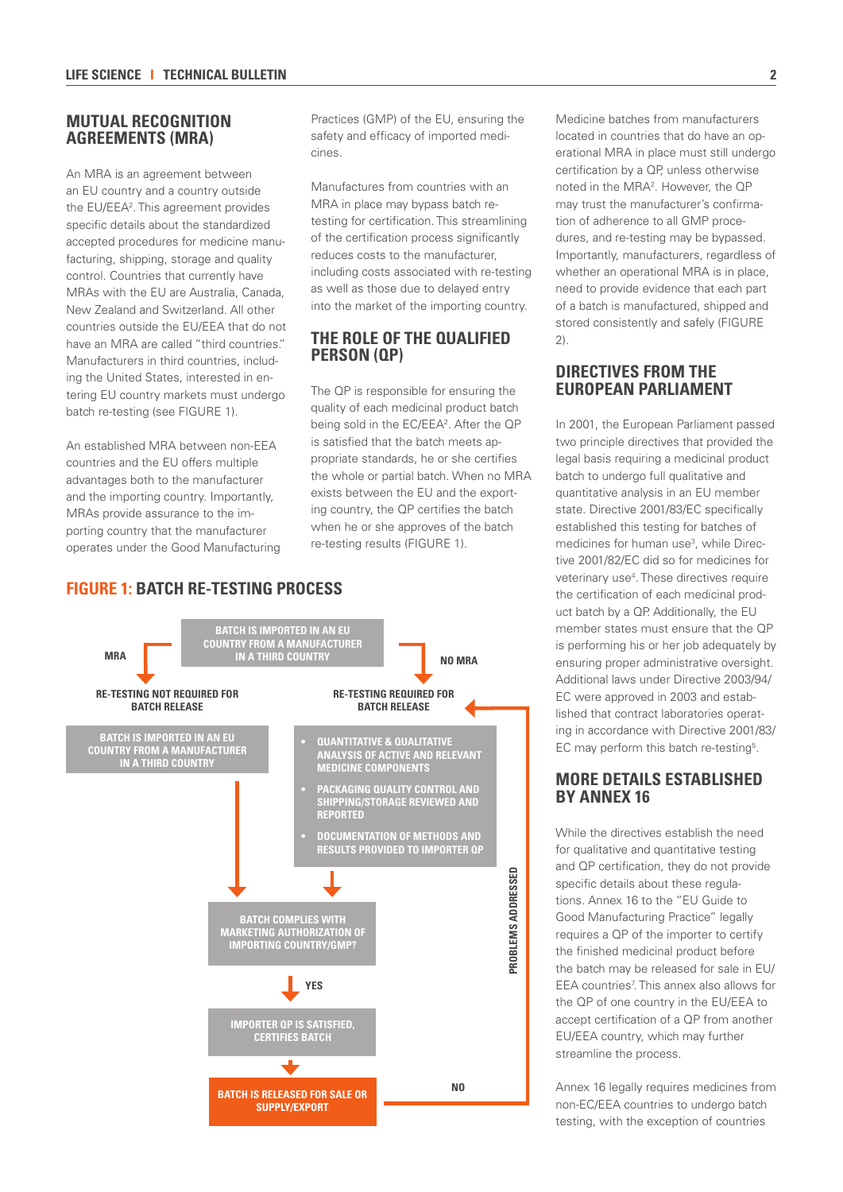## MUTUAL RECOGNITION AGREEMENTS (MRA)

An MRA is an agreement between an EU country and a country outside the EU/EEA[2]. This agreement provides specific details about the standardized accepted procedures for medicine manufacturing, shipping, storage and quality control. Countries that currently have MRAs with the EU are Australia, Canada, New Zealand and Switzerland. All other countries outside the EU/EEA that do not have an MRA are called "third countries." Manufacturers in third countries, including the United States, interested in entering EU country markets must undergo batch re-testing (see FIGURE 1).

An established MRA between non-EEA countries and the EU offers multiple advantages both to the manufacturer and the importing country. Importantly, MRAs provide assurance to the importing country that the manufacturer operates under the Good Manufacturing Practices (GMP) of the EU, ensuring the safety and efficacy of imported medicines.

Manufactures from countries with an MRA in place may bypass batch re-testing for certification. This streamlining of the certification process significantly reduces costs to the manufacturer, including costs associated with re-testing as well as those due to delayed entry into the market of the importing country.

## THE ROLE OF THE QUALIFIED PERSON (QP)

The QP is responsible for ensuring the quality of each medicinal product batch being sold in the EC/EEA[2]. After the QP is satisfied that the batch meets appropriate standards, he or she certifies the whole or partial batch. When no MRA exists between the EU and the exporting country, the QP certifies the batch when he or she approves of the batch re-testing results (FIGURE 1).

**FIGURE 1: BATCH RE-TESTING PROCESS**

- BATCH IS IMPORTED IN AN EU COUNTRY FROM A MANUFACTURER IN A THIRD COUNTRY
  - MRA → RE-TESTING NOT REQUIRED FOR BATCH RELEASE → BATCH IS IMPORTED IN AN EU COUNTRY FROM A MANUFACTURER IN A THIRD COUNTRY
  - NO MRA → RE-TESTING REQUIRED FOR BATCH RELEASE →
    - QUANTITATIVE & QUALITATIVE ANALYSIS OF ACTIVE AND RELEVANT MEDICINE COMPONENTS
    - PACKAGING QUALITY CONTROL AND SHIPPING/STORAGE REVIEWED AND REPORTED
    - DOCUMENTATION OF METHODS AND RESULTS PROVIDED TO IMPORTER QP
- BATCH COMPLIES WITH MARKETING AUTHORIZATION OF IMPORTING COUNTRY/GMP?
  - YES → IMPORTER QP IS SATISFIED, CERTIFIES BATCH → BATCH IS RELEASED FOR SALE OR SUPPLY/EXPORT
  - NO → PROBLEMS ADDRESSED → RE-TESTING REQUIRED FOR BATCH RELEASE

Medicine batches from manufacturers located in countries that do have an operational MRA in place must still undergo certification by a QP, unless otherwise noted in the MRA[2]. However, the QP may trust the manufacturer's confirmation of adherence to all GMP procedures, and re-testing may be bypassed. Importantly, manufacturers, regardless of whether an operational MRA is in place, need to provide evidence that each part of a batch is manufactured, shipped and stored consistently and safely (FIGURE 2).

## DIRECTIVES FROM THE EUROPEAN PARLIAMENT

In 2001, the European Parliament passed two principle directives that provided the legal basis requiring a medicinal product batch to undergo full qualitative and quantitative analysis in an EU member state. Directive 2001/83/EC specifically established this testing for batches of medicines for human use[3], while Directive 2001/82/EC did so for medicines for veterinary use[4]. These directives require the certification of each medicinal product batch by a QP. Additionally, the EU member states must ensure that the QP is performing his or her job adequately by ensuring proper administrative oversight. Additional laws under Directive 2003/94/EC were approved in 2003 and established that contract laboratories operating in accordance with Directive 2001/83/EC may perform this batch re-testing[5].

## MORE DETAILS ESTABLISHED BY ANNEX 16

While the directives establish the need for qualitative and quantitative testing and QP certification, they do not provide specific details about these regulations. Annex 16 to the "EU Guide to Good Manufacturing Practice" legally requires a QP of the importer to certify the finished medicinal product before the batch may be released for sale in EU/EEA countries[7]. This annex also allows for the QP of one country in the EU/EEA to accept certification of a QP from another EU/EEA country, which may further streamline the process.

Annex 16 legally requires medicines from non-EC/EEA countries to undergo batch testing, with the exception of countries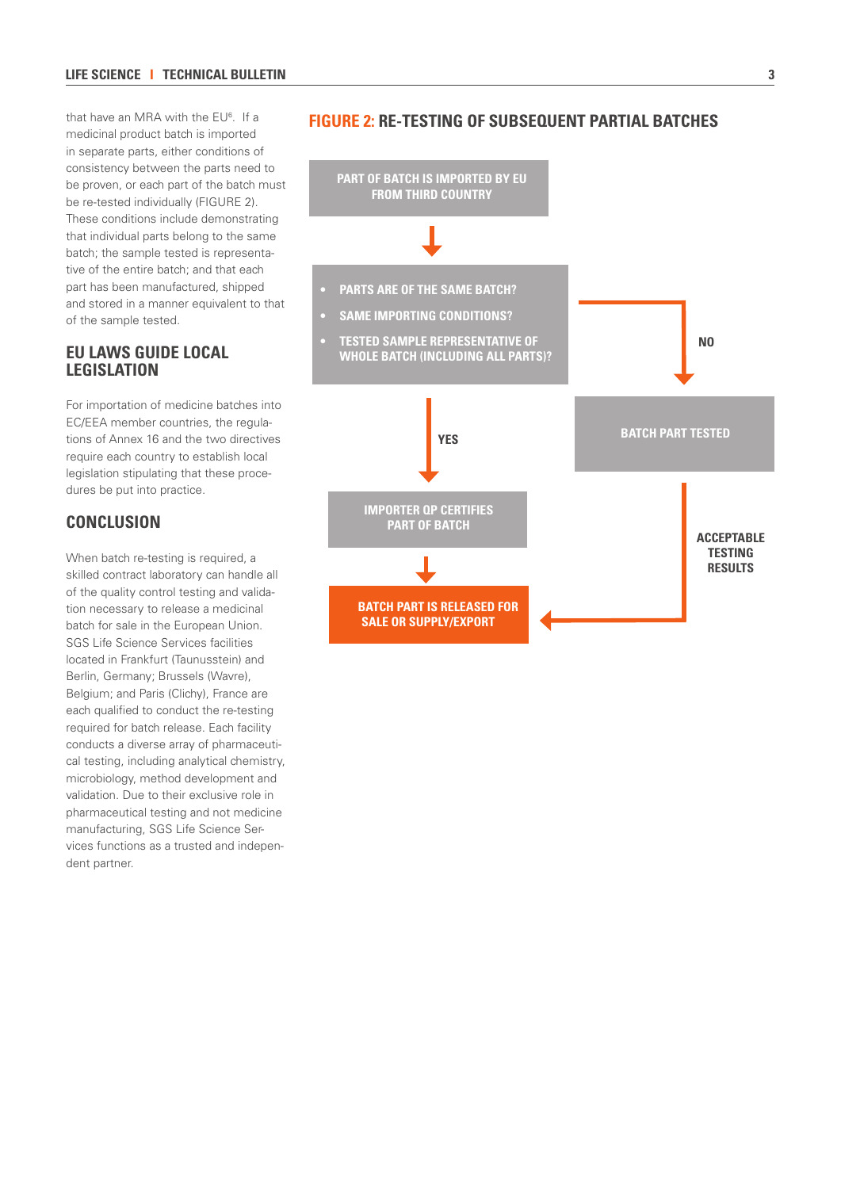that have an MRA with the EU[6]. If a medicinal product batch is imported in separate parts, either conditions of consistency between the parts need to be proven, or each part of the batch must be re-tested individually (FIGURE 2). These conditions include demonstrating that individual parts belong to the same batch; the sample tested is representative of the entire batch; and that each part has been manufactured, shipped and stored in a manner equivalent to that of the sample tested.

## EU LAWS GUIDE LOCAL LEGISLATION

For importation of medicine batches into EC/EEA member countries, the regulations of Annex 16 and the two directives require each country to establish local legislation stipulating that these procedures be put into practice.

## CONCLUSION

When batch re-testing is required, a skilled contract laboratory can handle all of the quality control testing and validation necessary to release a medicinal batch for sale in the European Union. SGS Life Science Services facilities located in Frankfurt (Taunusstein) and Berlin, Germany; Brussels (Wavre), Belgium; and Paris (Clichy), France are each qualified to conduct the re-testing required for batch release. Each facility conducts a diverse array of pharmaceutical testing, including analytical chemistry, microbiology, method development and validation. Due to their exclusive role in pharmaceutical testing and not medicine manufacturing, SGS Life Science Services functions as a trusted and independent partner.

## FIGURE 2: RE-TESTING OF SUBSEQUENT PARTIAL BATCHES

PART OF BATCH IS IMPORTED BY EU FROM THIRD COUNTRY

- PARTS ARE OF THE SAME BATCH?
- SAME IMPORTING CONDITIONS?
- TESTED SAMPLE REPRESENTATIVE OF WHOLE BATCH (INCLUDING ALL PARTS)?

YES → IMPORTER QP CERTIFIES PART OF BATCH → BATCH PART IS RELEASED FOR SALE OR SUPPLY/EXPORT

NO → BATCH PART TESTED → ACCEPTABLE TESTING RESULTS → BATCH PART IS RELEASED FOR SALE OR SUPPLY/EXPORT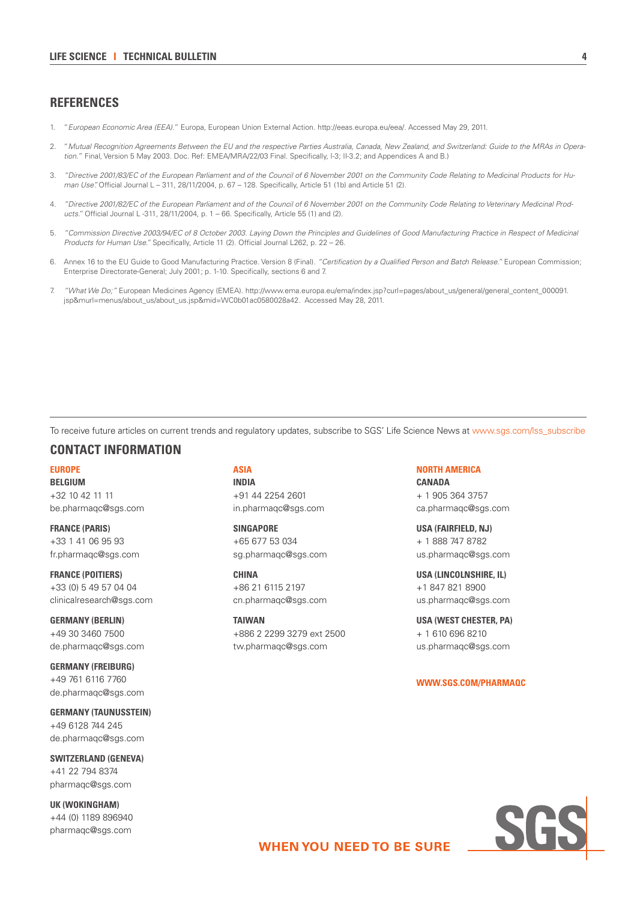## REFERENCES

1. "*European Economic Area (EEA).*" Europa, European Union External Action. http://eeas.europa.eu/eea/. Accessed May 29, 2011.

2. "*Mutual Recognition Agreements Between the EU and the respective Parties Australia, Canada, New Zealand, and Switzerland: Guide to the MRAs in Operation.*" Final, Version 5 May 2003. Doc. Ref: EMEA/MRA/22/03 Final. Specifically, I-3; II-3.2; and Appendices A and B.)

3. "*Directive 2001/83/EC of the European Parliament and of the Council of 6 November 2001 on the Community Code Relating to Medicinal Products for Human Use*." Official Journal L – 311, 28/11/2004, p. 67 – 128. Specifically, Article 51 (1b) and Article 51 (2).

4. "*Directive 2001/82/EC of the European Parliament and of the Council of 6 November 2001 on the Community Code Relating to Veterinary Medicinal Products*." Official Journal L -311, 28/11/2004, p. 1 – 66. Specifically, Article 55 (1) and (2).

5. "*Commission Directive 2003/94/EC of 8 October 2003. Laying Down the Principles and Guidelines of Good Manufacturing Practice in Respect of Medicinal Products for Human Use*." Specifically, Article 11 (2). Official Journal L262, p. 22 – 26.

6. Annex 16 to the EU Guide to Good Manufacturing Practice. Version 8 (Final). "*Certification by a Qualified Person and Batch Release*." European Commission; Enterprise Directorate-General; July 2001; p. 1-10. Specifically, sections 6 and 7.

7. "*What We Do;*" European Medicines Agency (EMEA). http://www.ema.europa.eu/ema/index.jsp?curl=pages/about_us/general/general_content_000091.jsp&murl=menus/about_us/about_us.jsp&mid=WC0b01ac0580028a42. Accessed May 28, 2011.

To receive future articles on current trends and regulatory updates, subscribe to SGS' Life Science News at www.sgs.com/lss_subscribe

## CONTACT INFORMATION

### EUROPE

**BELGIUM**
+32 10 42 11 11
be.pharmaqc@sgs.com

**FRANCE (PARIS)**
+33 1 41 06 95 93
fr.pharmaqc@sgs.com

**FRANCE (POITIERS)**
+33 (0) 5 49 57 04 04
clinicalresearch@sgs.com

**GERMANY (BERLIN)**
+49 30 3460 7500
de.pharmaqc@sgs.com

**GERMANY (FREIBURG)**
+49 761 6116 7760
de.pharmaqc@sgs.com

**GERMANY (TAUNUSSTEIN)**
+49 6128 744 245
de.pharmaqc@sgs.com

**SWITZERLAND (GENEVA)**
+41 22 794 8374
pharmaqc@sgs.com

**UK (WOKINGHAM)**
+44 (0) 1189 896940
pharmaqc@sgs.com

### ASIA

**INDIA**
+91 44 2254 2601
in.pharmaqc@sgs.com

**SINGAPORE**
+65 677 53 034
sg.pharmaqc@sgs.com

**CHINA**
+86 21 6115 2197
cn.pharmaqc@sgs.com

**TAIWAN**
+886 2 2299 3279 ext 2500
tw.pharmaqc@sgs.com

### NORTH AMERICA

**CANADA**
+ 1 905 364 3757
ca.pharmaqc@sgs.com

**USA (FAIRFIELD, NJ)**
+ 1 888 747 8782
us.pharmaqc@sgs.com

**USA (LINCOLNSHIRE, IL)**
+1 847 821 8900
us.pharmaqc@sgs.com

**USA (WEST CHESTER, PA)**
+ 1 610 696 8210
us.pharmaqc@sgs.com

**WWW.SGS.COM/PHARMAQC**

**WHEN YOU NEED TO BE SURE**

SGS